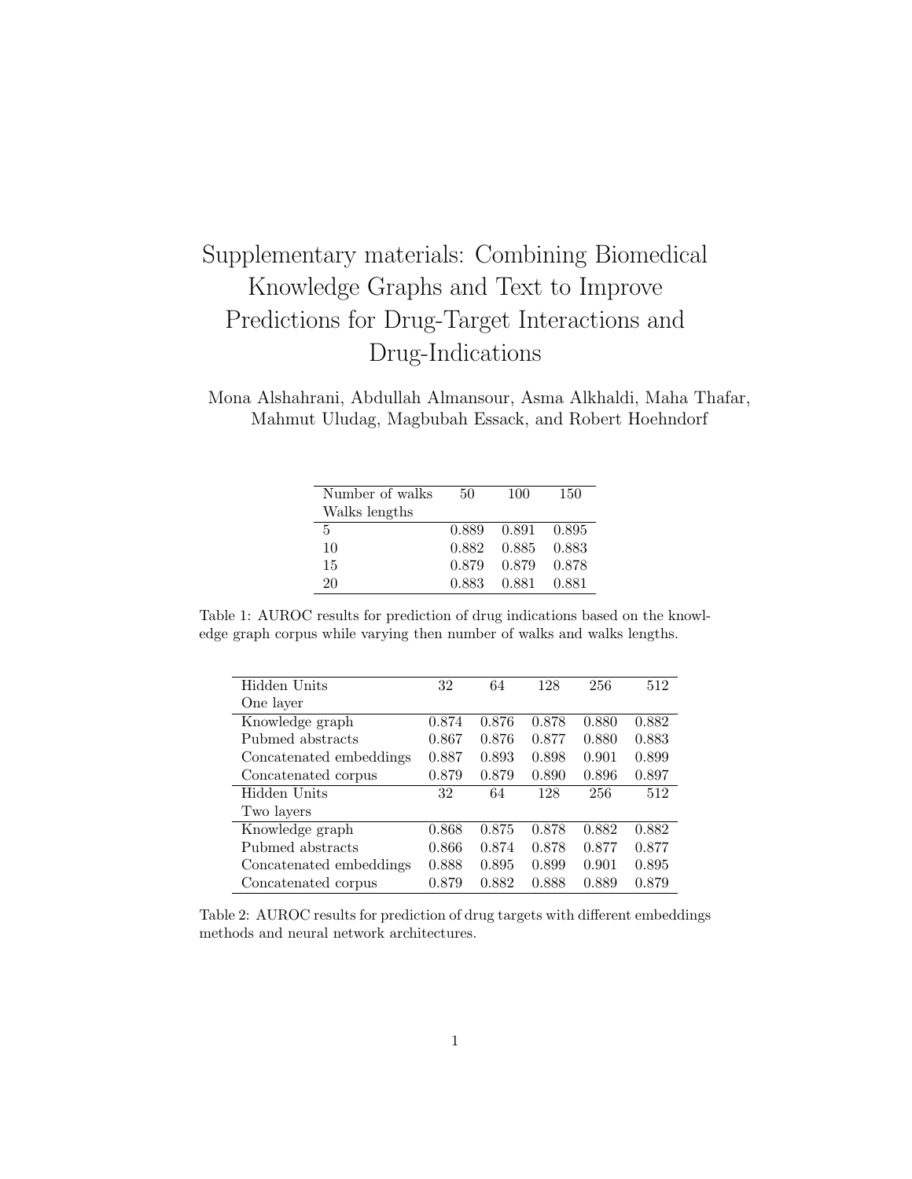# Supplementary materials: Combining Biomedical Knowledge Graphs and Text to Improve Predictions for Drug-Target Interactions and Drug-Indications

Mona Alshahrani, Abdullah Almansour, Asma Alkhaldi, Maha Thafar, Mahmut Uludag, Magbubah Essack, and Robert Hoehndorf

| Number of walks<br>Walks lengths | 50 | 100 | 150 |
|---|---|---|---|
| 5 | 0.889 | 0.891 | 0.895 |
| 10 | 0.882 | 0.885 | 0.883 |
| 15 | 0.879 | 0.879 | 0.878 |
| 20 | 0.883 | 0.881 | 0.881 |

Table 1: AUROC results for prediction of drug indications based on the knowledge graph corpus while varying then number of walks and walks lengths.

| Hidden Units<br>One layer | 32 | 64 | 128 | 256 | 512 |
|---|---|---|---|---|---|
| Knowledge graph | 0.874 | 0.876 | 0.878 | 0.880 | 0.882 |
| Pubmed abstracts | 0.867 | 0.876 | 0.877 | 0.880 | 0.883 |
| Concatenated embeddings | 0.887 | 0.893 | 0.898 | 0.901 | 0.899 |
| Concatenated corpus | 0.879 | 0.879 | 0.890 | 0.896 | 0.897 |
| **Hidden Units<br>Two layers** | **32** | **64** | **128** | **256** | **512** |
| Knowledge graph | 0.868 | 0.875 | 0.878 | 0.882 | 0.882 |
| Pubmed abstracts | 0.866 | 0.874 | 0.878 | 0.877 | 0.877 |
| Concatenated embeddings | 0.888 | 0.895 | 0.899 | 0.901 | 0.895 |
| Concatenated corpus | 0.879 | 0.882 | 0.888 | 0.889 | 0.879 |

Table 2: AUROC results for prediction of drug targets with different embeddings methods and neural network architectures.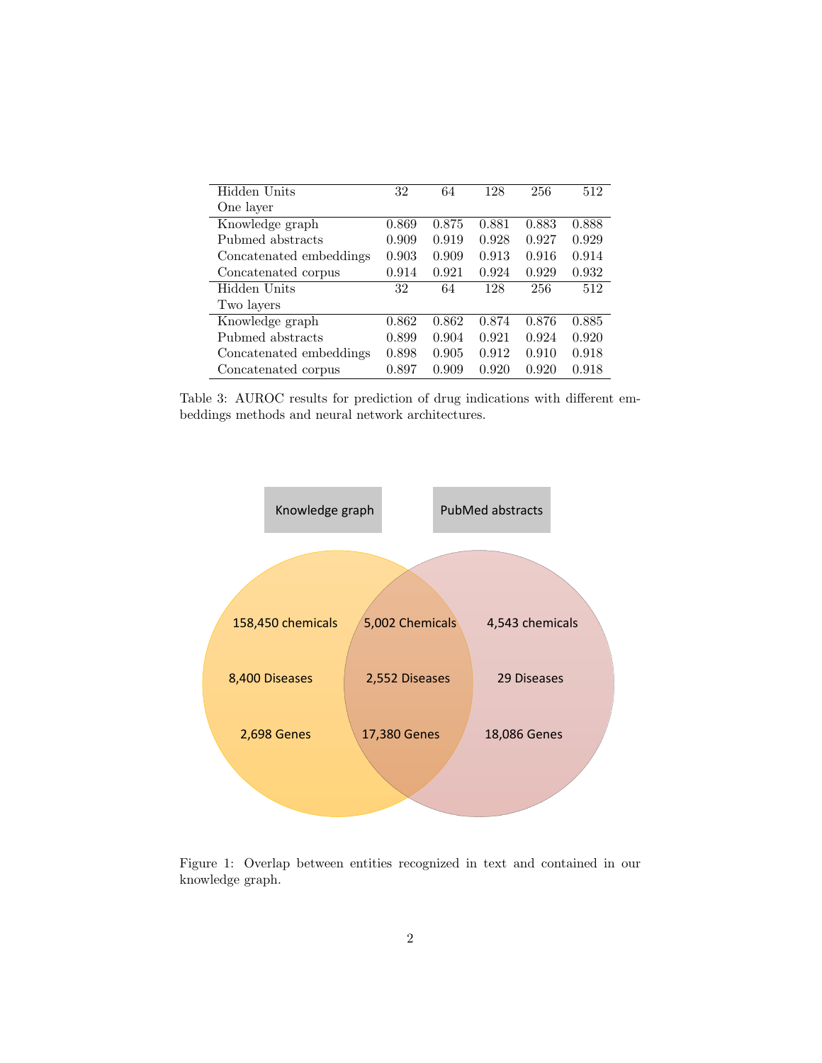| Hidden Units | 32 | 64 | 128 | 256 | 512 |
|---|---|---|---|---|---|
| One layer | | | | | |
| Knowledge graph | 0.869 | 0.875 | 0.881 | 0.883 | 0.888 |
| Pubmed abstracts | 0.909 | 0.919 | 0.928 | 0.927 | 0.929 |
| Concatenated embeddings | 0.903 | 0.909 | 0.913 | 0.916 | 0.914 |
| Concatenated corpus | 0.914 | 0.921 | 0.924 | 0.929 | 0.932 |
| Hidden Units | 32 | 64 | 128 | 256 | 512 |
| Two layers | | | | | |
| Knowledge graph | 0.862 | 0.862 | 0.874 | 0.876 | 0.885 |
| Pubmed abstracts | 0.899 | 0.904 | 0.921 | 0.924 | 0.920 |
| Concatenated embeddings | 0.898 | 0.905 | 0.912 | 0.910 | 0.918 |
| Concatenated corpus | 0.897 | 0.909 | 0.920 | 0.920 | 0.918 |

Table 3: AUROC results for prediction of drug indications with different embeddings methods and neural network architectures.

| | Knowledge graph only | Overlap | PubMed abstracts only |
|---|---|---|---|
| Chemicals | 158,450 | 5,002 | 4,543 |
| Diseases | 8,400 | 2,552 | 29 |
| Genes | 2,698 | 17,380 | 18,086 |

Figure 1: Overlap between entities recognized in text and contained in our knowledge graph.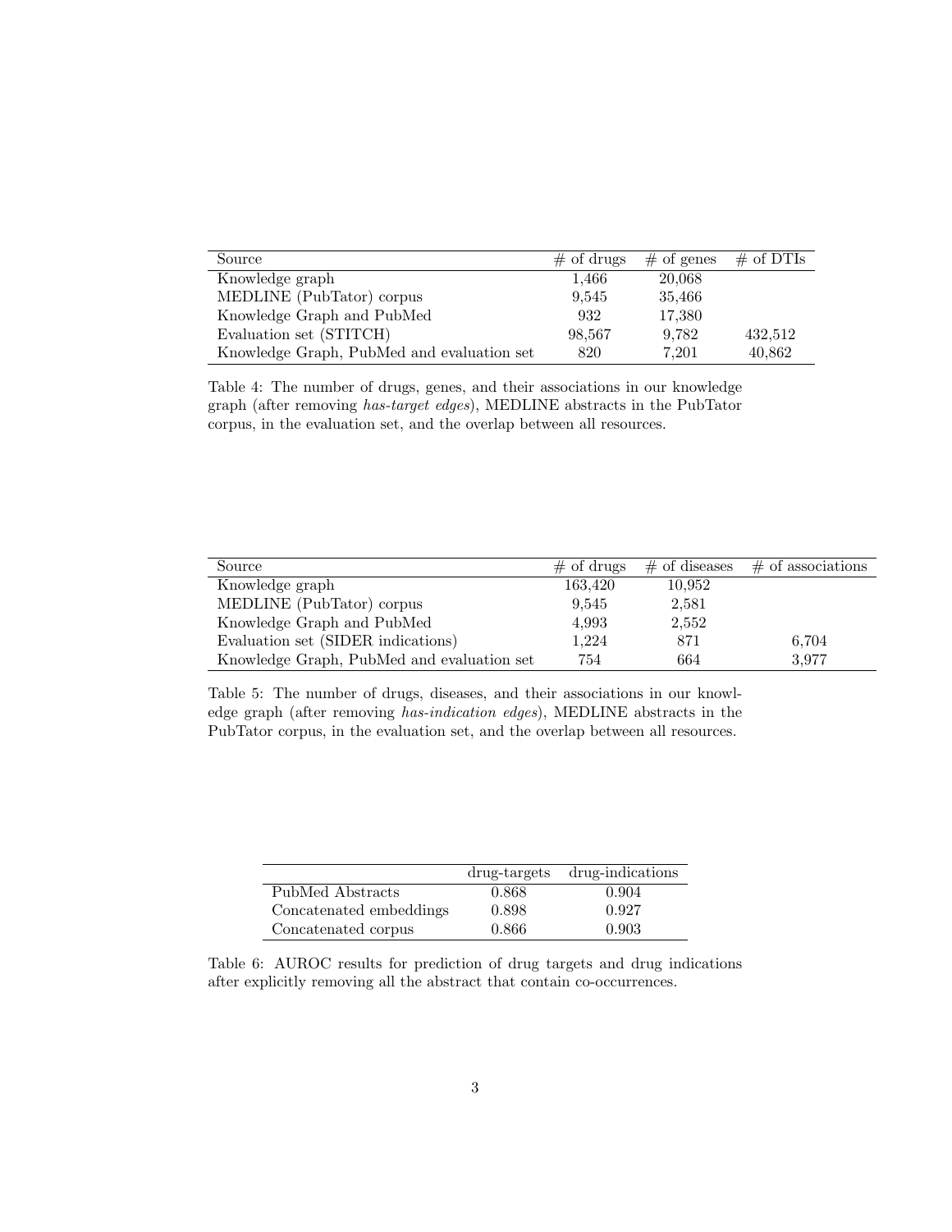| Source | # of drugs | # of genes | # of DTIs |
| --- | --- | --- | --- |
| Knowledge graph | 1,466 | 20,068 | |
| MEDLINE (PubTator) corpus | 9,545 | 35,466 | |
| Knowledge Graph and PubMed | 932 | 17,380 | |
| Evaluation set (STITCH) | 98,567 | 9,782 | 432,512 |
| Knowledge Graph, PubMed and evaluation set | 820 | 7,201 | 40,862 |

Table 4: The number of drugs, genes, and their associations in our knowledge graph (after removing *has-target edges*), MEDLINE abstracts in the PubTator corpus, in the evaluation set, and the overlap between all resources.

| Source | # of drugs | # of diseases | # of associations |
| --- | --- | --- | --- |
| Knowledge graph | 163,420 | 10,952 | |
| MEDLINE (PubTator) corpus | 9,545 | 2,581 | |
| Knowledge Graph and PubMed | 4,993 | 2,552 | |
| Evaluation set (SIDER indications) | 1,224 | 871 | 6,704 |
| Knowledge Graph, PubMed and evaluation set | 754 | 664 | 3,977 |

Table 5: The number of drugs, diseases, and their associations in our knowledge graph (after removing *has-indication edges*), MEDLINE abstracts in the PubTator corpus, in the evaluation set, and the overlap between all resources.

| | drug-targets | drug-indications |
| --- | --- | --- |
| PubMed Abstracts | 0.868 | 0.904 |
| Concatenated embeddings | 0.898 | 0.927 |
| Concatenated corpus | 0.866 | 0.903 |

Table 6: AUROC results for prediction of drug targets and drug indications after explicitly removing all the abstract that contain co-occurrences.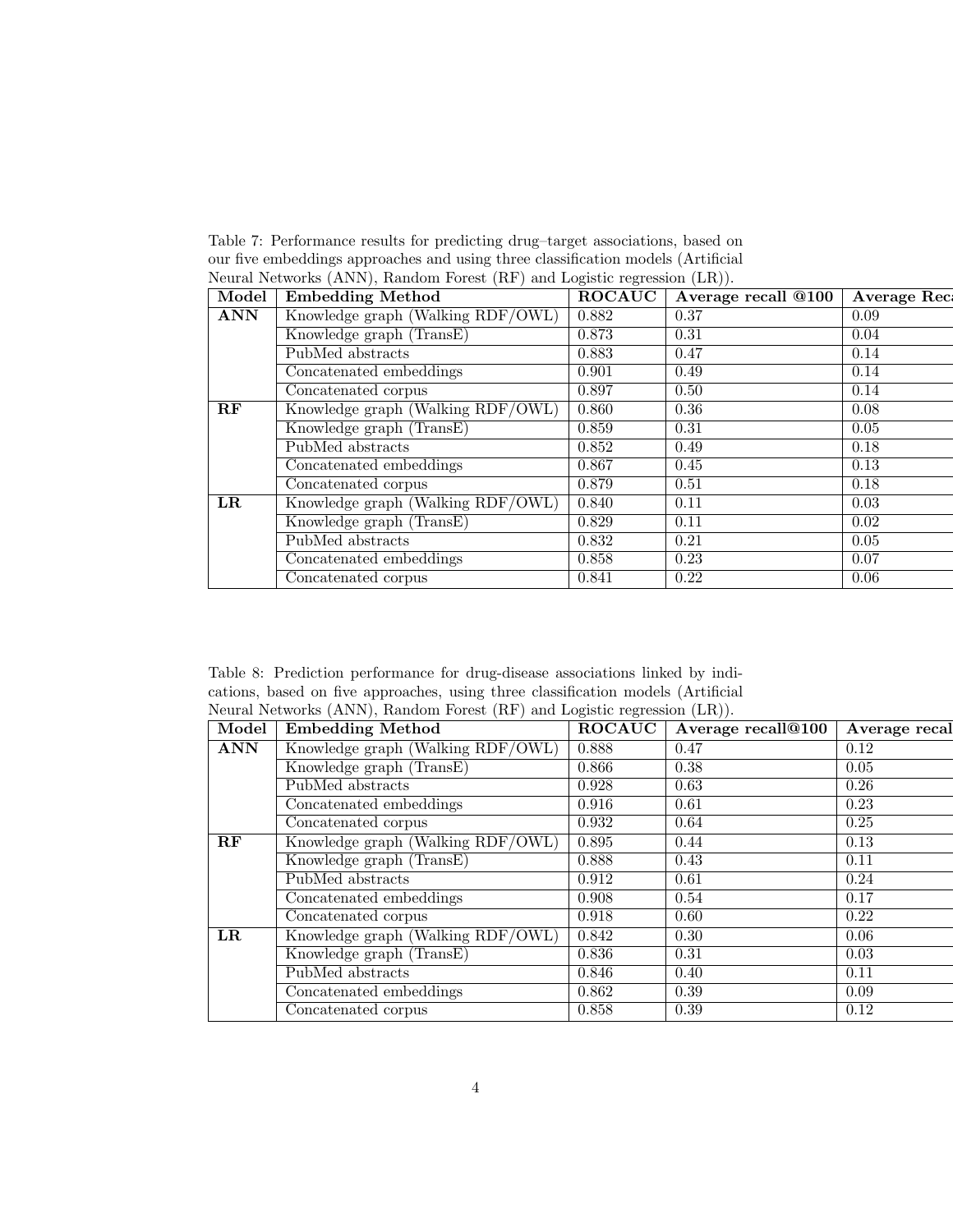Table 7: Performance results for predicting drug–target associations, based on our five embeddings approaches and using three classification models (Artificial Neural Networks (ANN), Random Forest (RF) and Logistic regression (LR)).

| Model | Embedding Method | ROCAUC | Average recall @100 | Average Reca |
|---|---|---|---|---|
| **ANN** | Knowledge graph (Walking RDF/OWL) | 0.882 | 0.37 | 0.09 |
| | Knowledge graph (TransE) | 0.873 | 0.31 | 0.04 |
| | PubMed abstracts | 0.883 | 0.47 | 0.14 |
| | Concatenated embeddings | 0.901 | 0.49 | 0.14 |
| | Concatenated corpus | 0.897 | 0.50 | 0.14 |
| **RF** | Knowledge graph (Walking RDF/OWL) | 0.860 | 0.36 | 0.08 |
| | Knowledge graph (TransE) | 0.859 | 0.31 | 0.05 |
| | PubMed abstracts | 0.852 | 0.49 | 0.18 |
| | Concatenated embeddings | 0.867 | 0.45 | 0.13 |
| | Concatenated corpus | 0.879 | 0.51 | 0.18 |
| **LR** | Knowledge graph (Walking RDF/OWL) | 0.840 | 0.11 | 0.03 |
| | Knowledge graph (TransE) | 0.829 | 0.11 | 0.02 |
| | PubMed abstracts | 0.832 | 0.21 | 0.05 |
| | Concatenated embeddings | 0.858 | 0.23 | 0.07 |
| | Concatenated corpus | 0.841 | 0.22 | 0.06 |

Table 8: Prediction performance for drug-disease associations linked by indications, based on five approaches, using three classification models (Artificial Neural Networks (ANN), Random Forest (RF) and Logistic regression (LR)).

| Model | Embedding Method | ROCAUC | Average recall@100 | Average recal |
|---|---|---|---|---|
| **ANN** | Knowledge graph (Walking RDF/OWL) | 0.888 | 0.47 | 0.12 |
| | Knowledge graph (TransE) | 0.866 | 0.38 | 0.05 |
| | PubMed abstracts | 0.928 | 0.63 | 0.26 |
| | Concatenated embeddings | 0.916 | 0.61 | 0.23 |
| | Concatenated corpus | 0.932 | 0.64 | 0.25 |
| **RF** | Knowledge graph (Walking RDF/OWL) | 0.895 | 0.44 | 0.13 |
| | Knowledge graph (TransE) | 0.888 | 0.43 | 0.11 |
| | PubMed abstracts | 0.912 | 0.61 | 0.24 |
| | Concatenated embeddings | 0.908 | 0.54 | 0.17 |
| | Concatenated corpus | 0.918 | 0.60 | 0.22 |
| **LR** | Knowledge graph (Walking RDF/OWL) | 0.842 | 0.30 | 0.06 |
| | Knowledge graph (TransE) | 0.836 | 0.31 | 0.03 |
| | PubMed abstracts | 0.846 | 0.40 | 0.11 |
| | Concatenated embeddings | 0.862 | 0.39 | 0.09 |
| | Concatenated corpus | 0.858 | 0.39 | 0.12 |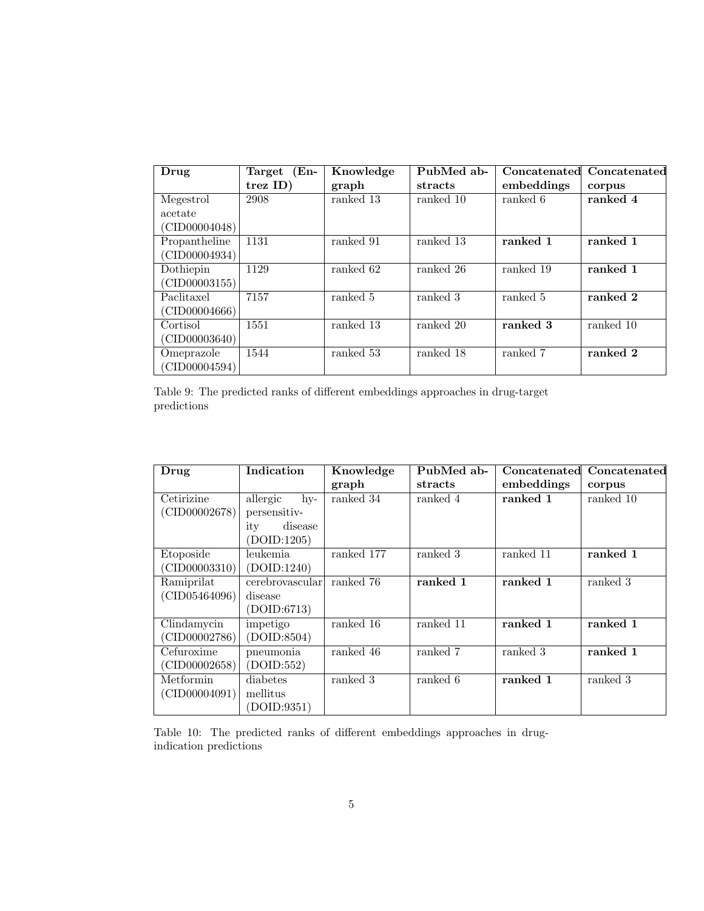| Drug | Target (Entrez ID) | Knowledge graph | PubMed abstracts | Concatenated embeddings | Concatenated corpus |
|---|---|---|---|---|---|
| Megestrol acetate (CID00004048) | 2908 | ranked 13 | ranked 10 | ranked 6 | **ranked 4** |
| Propantheline (CID00004934) | 1131 | ranked 91 | ranked 13 | **ranked 1** | **ranked 1** |
| Dothiepin (CID00003155) | 1129 | ranked 62 | ranked 26 | ranked 19 | **ranked 1** |
| Paclitaxel (CID00004666) | 7157 | ranked 5 | ranked 3 | ranked 5 | **ranked 2** |
| Cortisol (CID00003640) | 1551 | ranked 13 | ranked 20 | **ranked 3** | ranked 10 |
| Omeprazole (CID00004594) | 1544 | ranked 53 | ranked 18 | ranked 7 | **ranked 2** |

Table 9: The predicted ranks of different embeddings approaches in drug-target predictions

| Drug | Indication | Knowledge graph | PubMed abstracts | Concatenated embeddings | Concatenated corpus |
|---|---|---|---|---|---|
| Cetirizine (CID00002678) | allergic hypersensitivity disease (DOID:1205) | ranked 34 | ranked 4 | **ranked 1** | ranked 10 |
| Etoposide (CID00003310) | leukemia (DOID:1240) | ranked 177 | ranked 3 | ranked 11 | **ranked 1** |
| Ramiprilat (CID05464096) | cerebrovascular disease (DOID:6713) | ranked 76 | **ranked 1** | **ranked 1** | ranked 3 |
| Clindamycin (CID00002786) | impetigo (DOID:8504) | ranked 16 | ranked 11 | **ranked 1** | **ranked 1** |
| Cefuroxime (CID00002658) | pneumonia (DOID:552) | ranked 46 | ranked 7 | ranked 3 | **ranked 1** |
| Metformin (CID00004091) | diabetes mellitus (DOID:9351) | ranked 3 | ranked 6 | **ranked 1** | ranked 3 |

Table 10: The predicted ranks of different embeddings approaches in drug-indication predictions